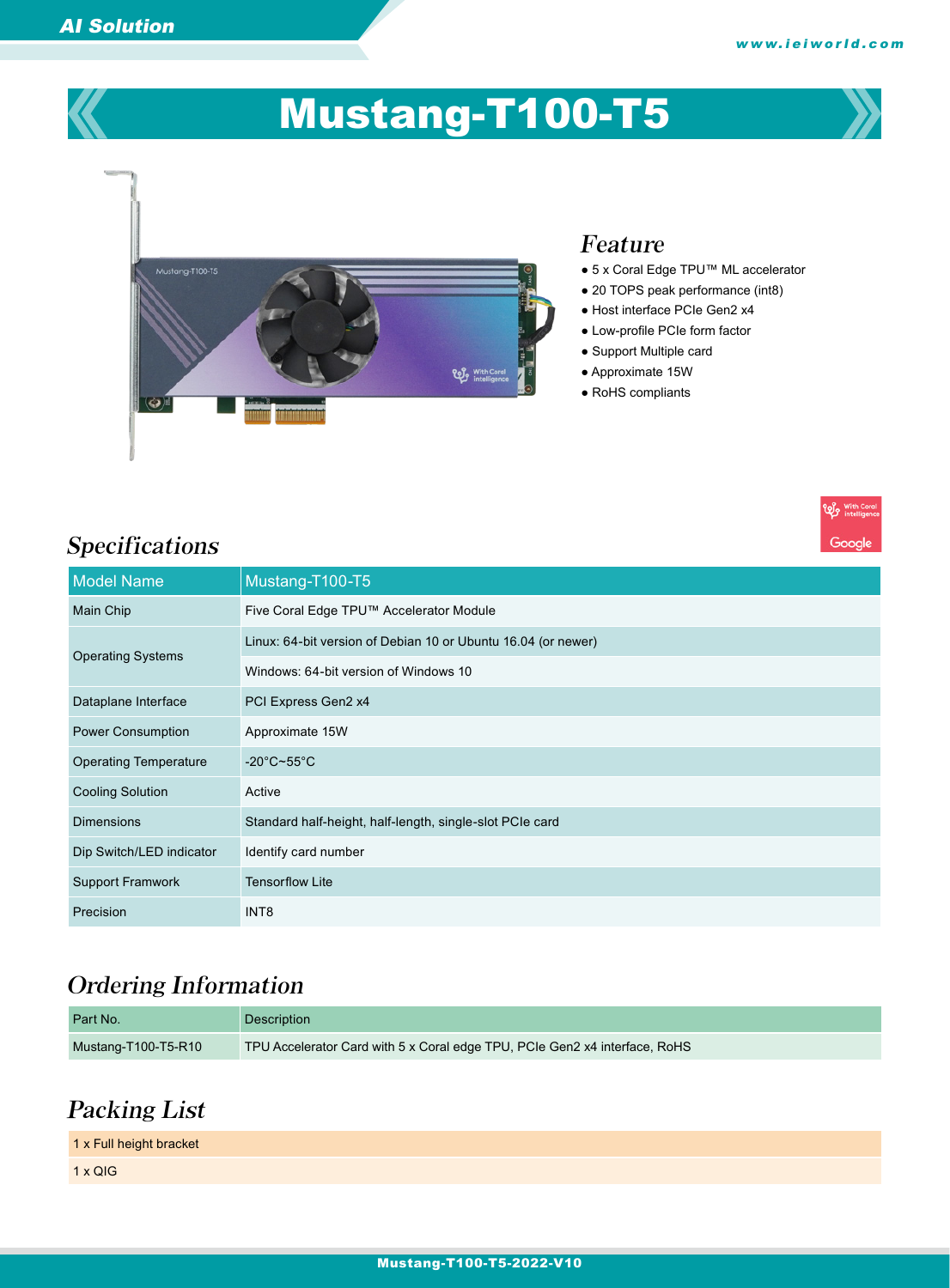# Mustang-T100-T5

## Feature

- 5 x Coral Edge TPU™ ML accelerator
- 20 TOPS peak performance (int8)
- Host interface PCIe Gen2 x4
- Low-profile PCIe form factor
- Support Multiple card
- Approximate 15W
- RoHS compliants

## Specifications

| Model Name | Mustang-T100-T5 |
|---|---|
| Main Chip | Five Coral Edge TPU™ Accelerator Module |
| Operating Systems | Linux: 64-bit version of Debian 10 or Ubuntu 16.04 (or newer) |
| | Windows: 64-bit version of Windows 10 |
| Dataplane Interface | PCI Express Gen2 x4 |
| Power Consumption | Approximate 15W |
| Operating Temperature | -20°C~55°C |
| Cooling Solution | Active |
| Dimensions | Standard half-height, half-length, single-slot PCIe card |
| Dip Switch/LED indicator | Identify card number |
| Support Framwork | Tensorflow Lite |
| Precision | INT8 |

## Ordering Information

| Part No. | Description |
|---|---|
| Mustang-T100-T5-R10 | TPU Accelerator Card with 5 x Coral edge TPU, PCIe Gen2 x4 interface, RoHS |

## Packing List

| |
|---|
| 1 x Full height bracket |
| 1 x QIG |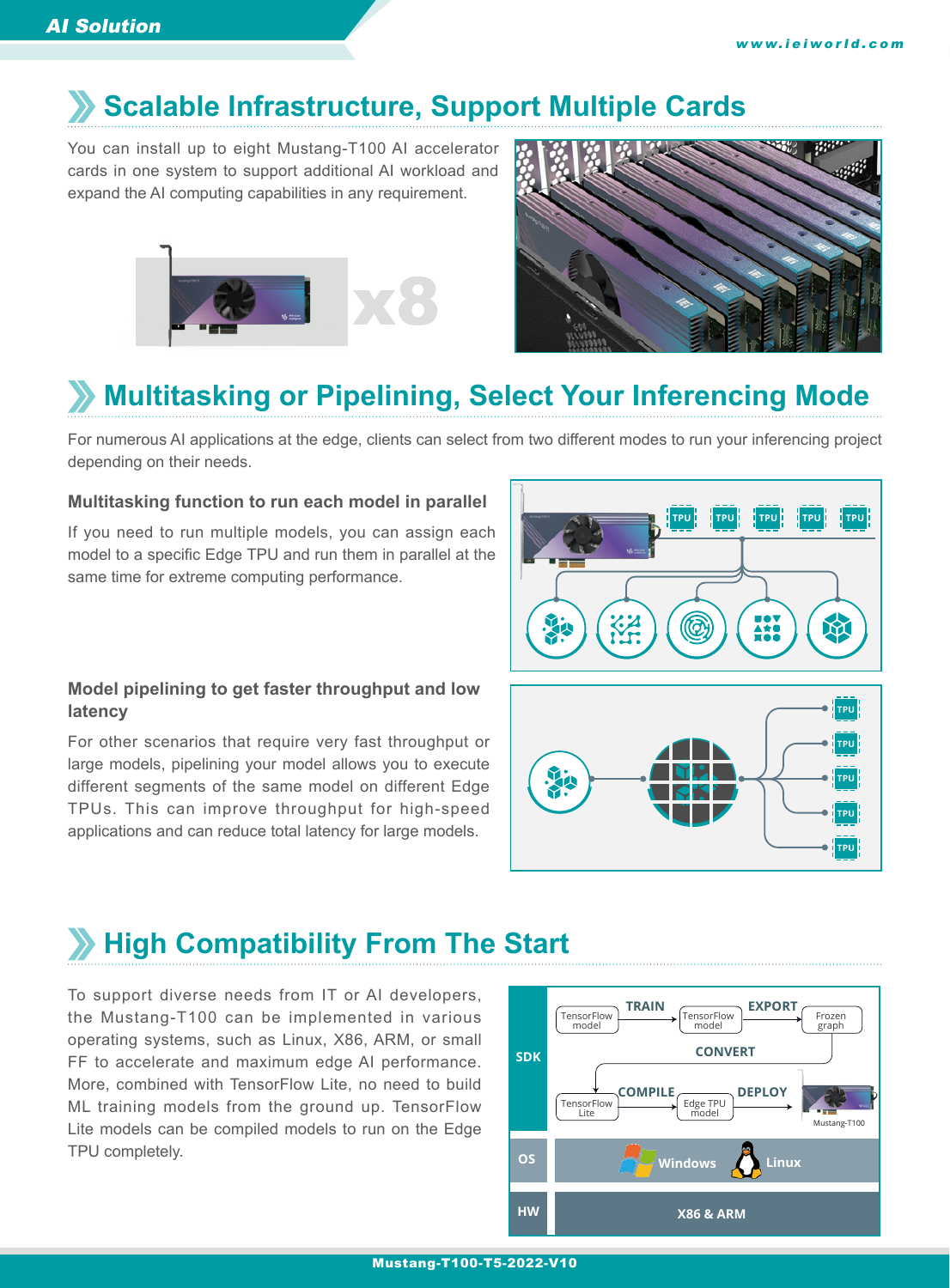## Scalable Infrastructure, Support Multiple Cards

You can install up to eight Mustang-T100 AI accelerator cards in one system to support additional AI workload and expand the AI computing capabilities in any requirement.

x8

## Multitasking or Pipelining, Select Your Inferencing Mode

For numerous AI applications at the edge, clients can select from two different modes to run your inferencing project depending on their needs.

### Multitasking function to run each model in parallel

If you need to run multiple models, you can assign each model to a specific Edge TPU and run them in parallel at the same time for extreme computing performance.

TPU TPU TPU TPU TPU

### Model pipelining to get faster throughput and low latency

For other scenarios that require very fast throughput or large models, pipelining your model allows you to execute different segments of the same model on different Edge TPUs. This can improve throughput for high-speed applications and can reduce total latency for large models.

TPU TPU TPU TPU TPU

## High Compatibility From The Start

To support diverse needs from IT or AI developers, the Mustang-T100 can be implemented in various operating systems, such as Linux, X86, ARM, or small FF to accelerate and maximum edge AI performance. More, combined with TensorFlow Lite, no need to build ML training models from the ground up. TensorFlow Lite models can be compiled models to run on the Edge TPU completely.

| | |
|---|---|
| SDK | TensorFlow model → TRAIN → TensorFlow model → EXPORT → Frozen graph; CONVERT; TensorFlow Lite → COMPILE → Edge TPU model → DEPLOY → Mustang-T100 |
| OS | Windows, Linux |
| HW | X86 & ARM |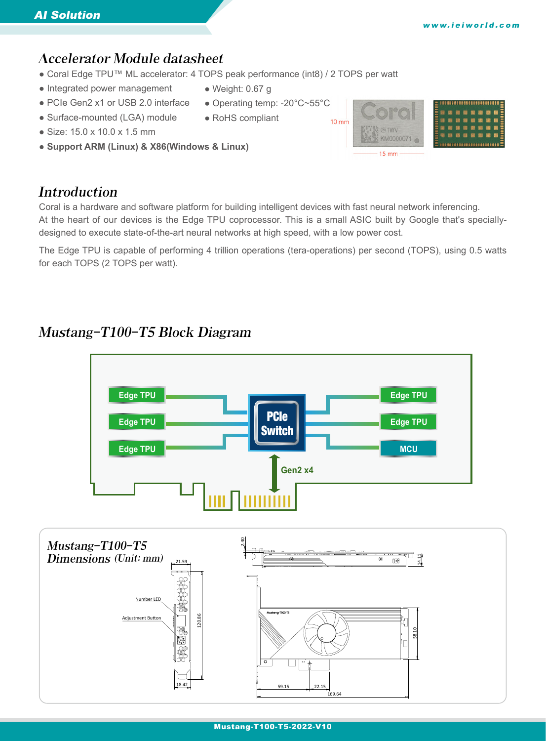## Accelerator Module datasheet

- Coral Edge TPU™ ML accelerator: 4 TOPS peak performance (int8) / 2 TOPS per watt
- Integrated power management
- PCIe Gen2 x1 or USB 2.0 interface
- Surface-mounted (LGA) module
- Size: 15.0 x 10.0 x 1.5 mm
- **Support ARM (Linux) & X86(Windows & Linux)**
- Weight: 0.67 g
- Operating temp: -20°C~55°C
- RoHS compliant

10 mm

15 mm

## Introduction

Coral is a hardware and software platform for building intelligent devices with fast neural network inferencing.
At the heart of our devices is the Edge TPU coprocessor. This is a small ASIC built by Google that's specially-designed to execute state-of-the-art neural networks at high speed, with a low power cost.

The Edge TPU is capable of performing 4 trillion operations (tera-operations) per second (TOPS), using 0.5 watts for each TOPS (2 TOPS per watt).

## Mustang-T100-T5 Block Diagram

Edge TPU

Edge TPU

Edge TPU

PCIe Switch

Edge TPU

Edge TPU

MCU

Gen2 x4

## Mustang-T100-T5 Dimensions (Unit: mm)

21.59

Number LED

Adjustment Button

120.86

18.42

2.40

14.11

Mustang-T100-T5

58.10

59.15

22.15

169.64